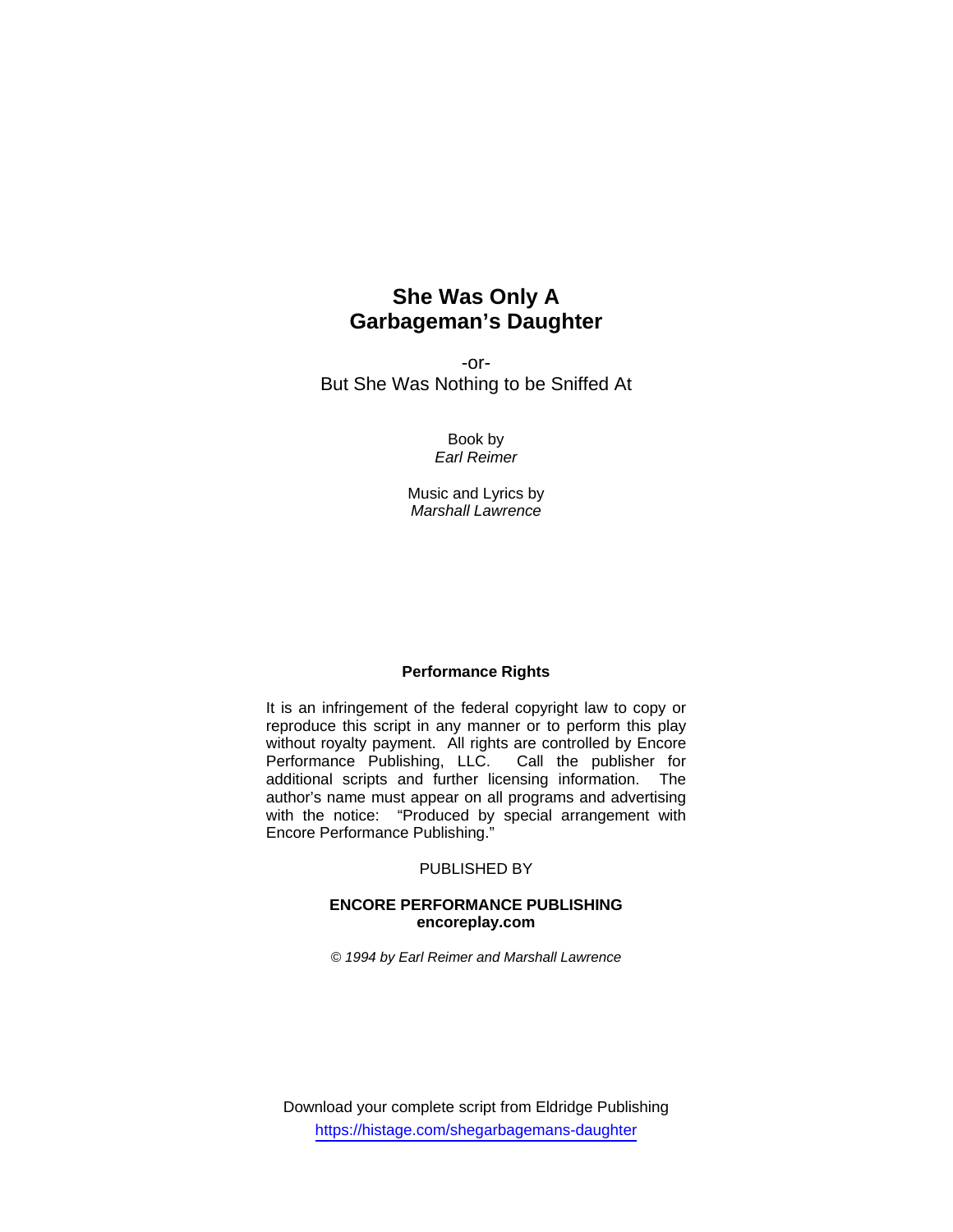# She Was Only A Garbageman's Daughter

-or-

But She Was Nothing to be Sniffed At

Book by
*Earl Reimer*

Music and Lyrics by
*Marshall Lawrence*

**Performance Rights**

It is an infringement of the federal copyright law to copy or reproduce this script in any manner or to perform this play without royalty payment. All rights are controlled by Encore Performance Publishing, LLC. Call the publisher for additional scripts and further licensing information. The author's name must appear on all programs and advertising with the notice: "Produced by special arrangement with Encore Performance Publishing."

PUBLISHED BY

**ENCORE PERFORMANCE PUBLISHING**
**encoreplay.com**

*© 1994 by Earl Reimer and Marshall Lawrence*

Download your complete script from Eldridge Publishing
https://histage.com/shegarbagemans-daughter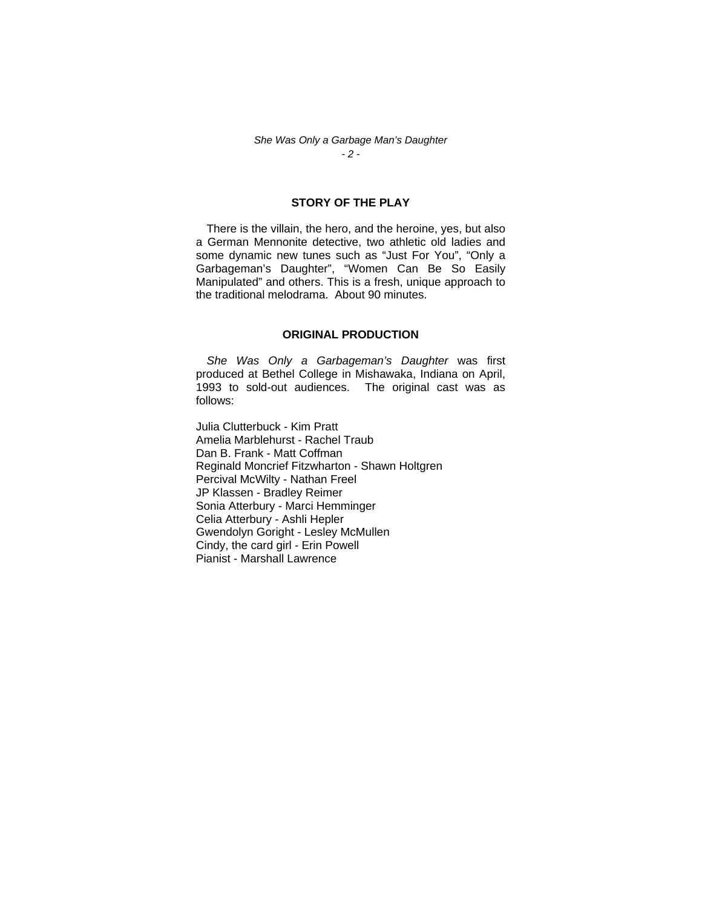## STORY OF THE PLAY

There is the villain, the hero, and the heroine, yes, but also a German Mennonite detective, two athletic old ladies and some dynamic new tunes such as “Just For You”, “Only a Garbageman’s Daughter”, “Women Can Be So Easily Manipulated” and others. This is a fresh, unique approach to the traditional melodrama. About 90 minutes.

## ORIGINAL PRODUCTION

*She Was Only a Garbageman’s Daughter* was first produced at Bethel College in Mishawaka, Indiana on April, 1993 to sold-out audiences. The original cast was as follows:

Julia Clutterbuck - Kim Pratt
Amelia Marblehurst - Rachel Traub
Dan B. Frank - Matt Coffman
Reginald Moncrief Fitzwharton - Shawn Holtgren
Percival McWilty - Nathan Freel
JP Klassen - Bradley Reimer
Sonia Atterbury - Marci Hemminger
Celia Atterbury - Ashli Hepler
Gwendolyn Goright - Lesley McMullen
Cindy, the card girl - Erin Powell
Pianist - Marshall Lawrence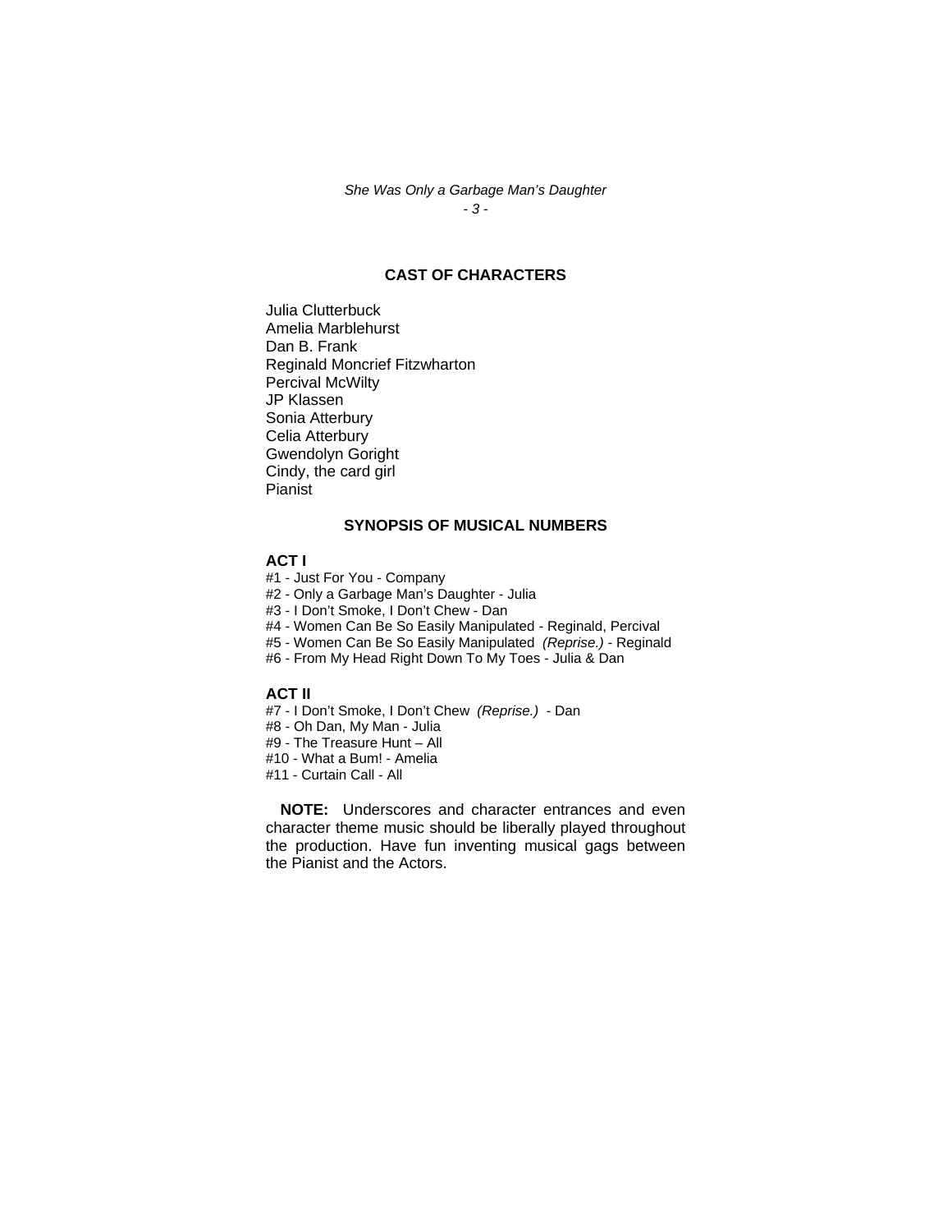## CAST OF CHARACTERS

Julia Clutterbuck
Amelia Marblehurst
Dan B. Frank
Reginald Moncrief Fitzwharton
Percival McWilty
JP Klassen
Sonia Atterbury
Celia Atterbury
Gwendolyn Goright
Cindy, the card girl
Pianist

## SYNOPSIS OF MUSICAL NUMBERS

**ACT I**

#1 - Just For You - Company
#2 - Only a Garbage Man's Daughter - Julia
#3 - I Don't Smoke, I Don't Chew - Dan
#4 - Women Can Be So Easily Manipulated - Reginald, Percival
#5 - Women Can Be So Easily Manipulated *(Reprise.)* - Reginald
#6 - From My Head Right Down To My Toes - Julia & Dan

**ACT II**

#7 - I Don't Smoke, I Don't Chew *(Reprise.)* - Dan
#8 - Oh Dan, My Man - Julia
#9 - The Treasure Hunt – All
#10 - What a Bum! - Amelia
#11 - Curtain Call - All

**NOTE:** Underscores and character entrances and even character theme music should be liberally played throughout the production. Have fun inventing musical gags between the Pianist and the Actors.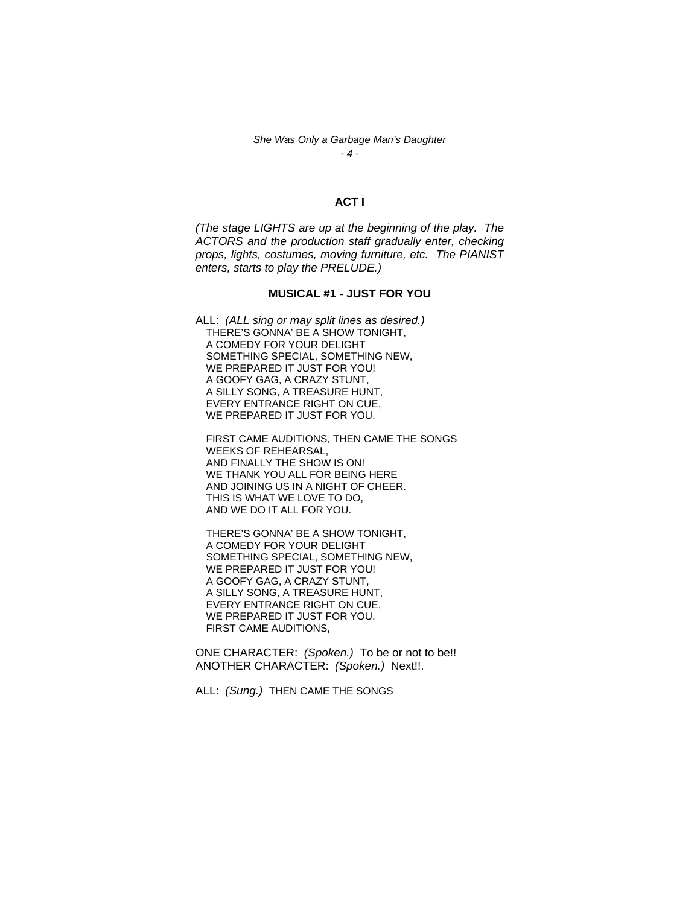## ACT I

*(The stage LIGHTS are up at the beginning of the play. The ACTORS and the production staff gradually enter, checking props, lights, costumes, moving furniture, etc. The PIANIST enters, starts to play the PRELUDE.)*

### MUSICAL #1 - JUST FOR YOU

ALL: *(ALL sing or may split lines as desired.)*
THERE'S GONNA' BE A SHOW TONIGHT,
A COMEDY FOR YOUR DELIGHT
SOMETHING SPECIAL, SOMETHING NEW,
WE PREPARED IT JUST FOR YOU!
A GOOFY GAG, A CRAZY STUNT,
A SILLY SONG, A TREASURE HUNT,
EVERY ENTRANCE RIGHT ON CUE,
WE PREPARED IT JUST FOR YOU.

FIRST CAME AUDITIONS, THEN CAME THE SONGS
WEEKS OF REHEARSAL,
AND FINALLY THE SHOW IS ON!
WE THANK YOU ALL FOR BEING HERE
AND JOINING US IN A NIGHT OF CHEER.
THIS IS WHAT WE LOVE TO DO,
AND WE DO IT ALL FOR YOU.

THERE'S GONNA' BE A SHOW TONIGHT,
A COMEDY FOR YOUR DELIGHT
SOMETHING SPECIAL, SOMETHING NEW,
WE PREPARED IT JUST FOR YOU!
A GOOFY GAG, A CRAZY STUNT,
A SILLY SONG, A TREASURE HUNT,
EVERY ENTRANCE RIGHT ON CUE,
WE PREPARED IT JUST FOR YOU.
FIRST CAME AUDITIONS,

ONE CHARACTER: *(Spoken.)* To be or not to be!!
ANOTHER CHARACTER: *(Spoken.)* Next!!.

ALL: *(Sung.)* THEN CAME THE SONGS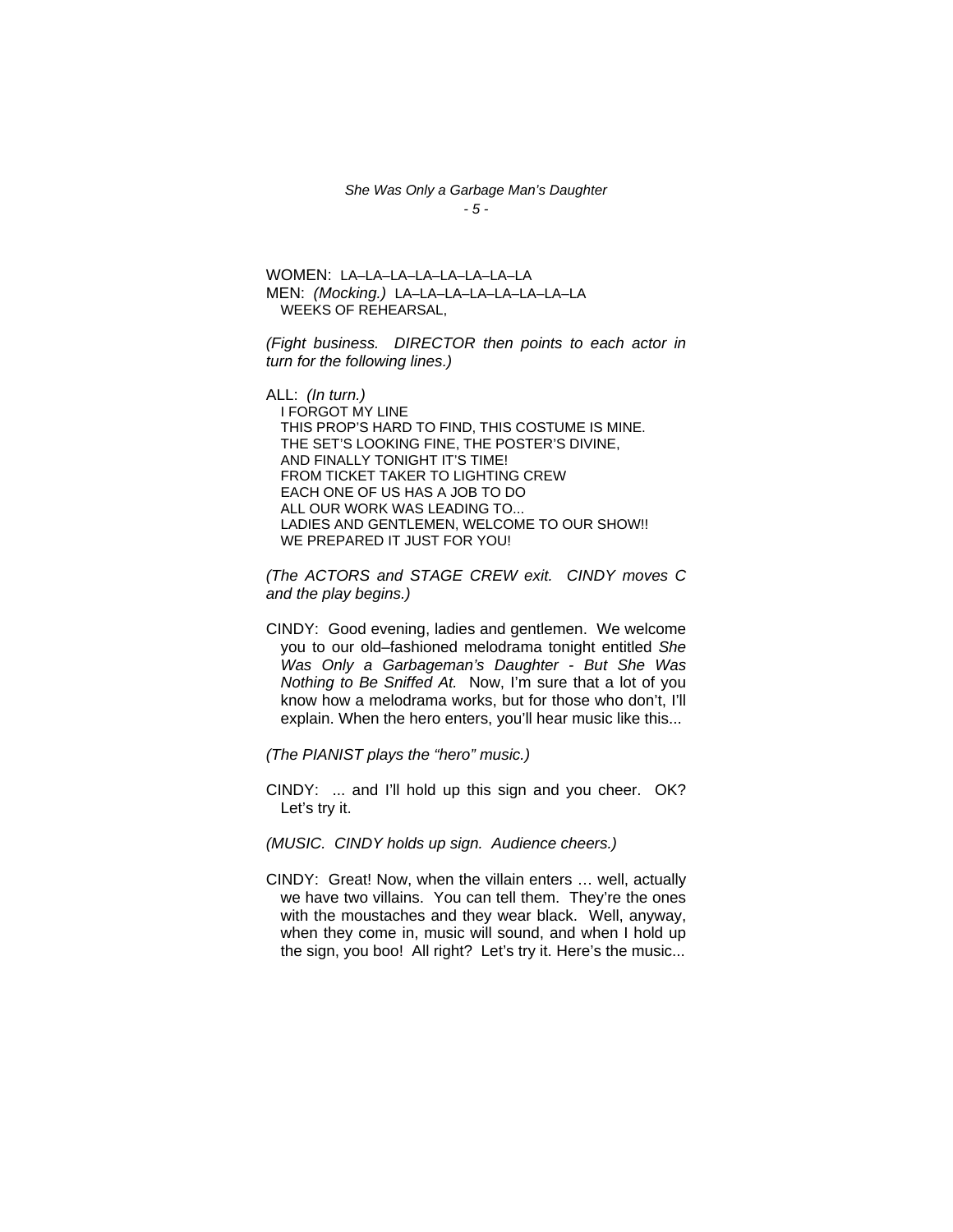WOMEN: LA–LA–LA–LA–LA–LA–LA–LA
MEN: *(Mocking.)* LA–LA–LA–LA–LA–LA–LA–LA
WEEKS OF REHEARSAL,

*(Fight business. DIRECTOR then points to each actor in turn for the following lines.)*

ALL: *(In turn.)*
I FORGOT MY LINE
THIS PROP'S HARD TO FIND, THIS COSTUME IS MINE.
THE SET'S LOOKING FINE, THE POSTER'S DIVINE,
AND FINALLY TONIGHT IT'S TIME!
FROM TICKET TAKER TO LIGHTING CREW
EACH ONE OF US HAS A JOB TO DO
ALL OUR WORK WAS LEADING TO...
LADIES AND GENTLEMEN, WELCOME TO OUR SHOW!!
WE PREPARED IT JUST FOR YOU!

*(The ACTORS and STAGE CREW exit. CINDY moves C and the play begins.)*

CINDY: Good evening, ladies and gentlemen. We welcome you to our old–fashioned melodrama tonight entitled *She Was Only a Garbageman's Daughter - But She Was Nothing to Be Sniffed At.* Now, I'm sure that a lot of you know how a melodrama works, but for those who don't, I'll explain. When the hero enters, you'll hear music like this...

*(The PIANIST plays the "hero" music.)*

CINDY: ... and I'll hold up this sign and you cheer. OK? Let's try it.

*(MUSIC. CINDY holds up sign. Audience cheers.)*

CINDY: Great! Now, when the villain enters … well, actually we have two villains. You can tell them. They're the ones with the moustaches and they wear black. Well, anyway, when they come in, music will sound, and when I hold up the sign, you boo! All right? Let's try it. Here's the music...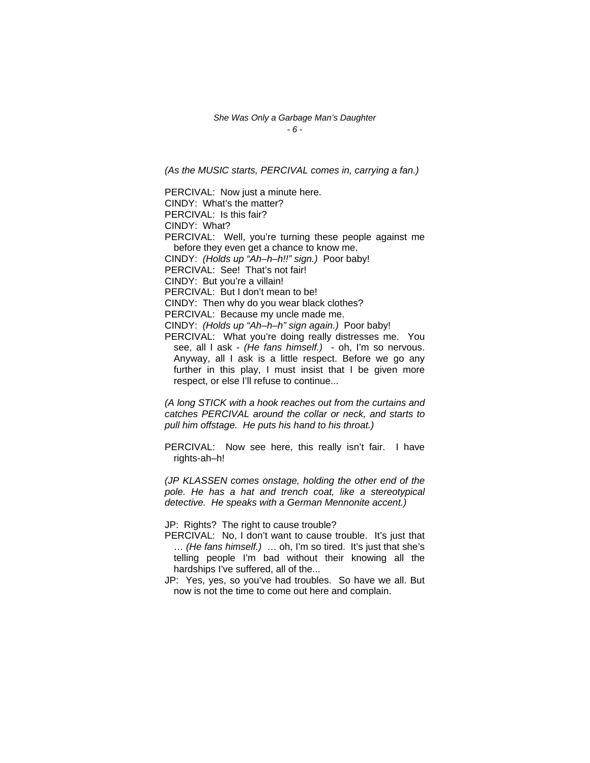*(As the MUSIC starts, PERCIVAL comes in, carrying a fan.)*

PERCIVAL: Now just a minute here.
CINDY: What's the matter?
PERCIVAL: Is this fair?
CINDY: What?
PERCIVAL: Well, you're turning these people against me before they even get a chance to know me.
CINDY: *(Holds up "Ah–h–h!!" sign.)* Poor baby!
PERCIVAL: See! That's not fair!
CINDY: But you're a villain!
PERCIVAL: But I don't mean to be!
CINDY: Then why do you wear black clothes?
PERCIVAL: Because my uncle made me.
CINDY: *(Holds up "Ah–h–h" sign again.)* Poor baby!
PERCIVAL: What you're doing really distresses me. You see, all I ask - *(He fans himself.)* - oh, I'm so nervous. Anyway, all I ask is a little respect. Before we go any further in this play, I must insist that I be given more respect, or else I'll refuse to continue...

*(A long STICK with a hook reaches out from the curtains and catches PERCIVAL around the collar or neck, and starts to pull him offstage. He puts his hand to his throat.)*

PERCIVAL: Now see here, this really isn't fair. I have rights-ah–h!

*(JP KLASSEN comes onstage, holding the other end of the pole. He has a hat and trench coat, like a stereotypical detective. He speaks with a German Mennonite accent.)*

JP: Rights? The right to cause trouble?
PERCIVAL: No, I don't want to cause trouble. It's just that … *(He fans himself.)* … oh, I'm so tired. It's just that she's telling people I'm bad without their knowing all the hardships I've suffered, all of the...
JP: Yes, yes, so you've had troubles. So have we all. But now is not the time to come out here and complain.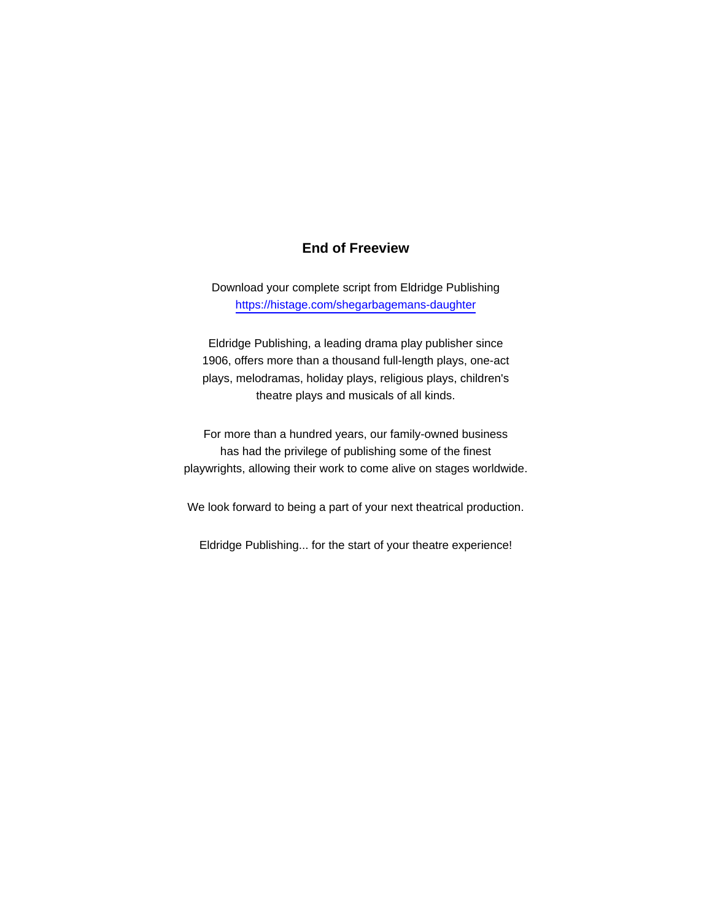### End of Freeview

Download your complete script from Eldridge Publishing
https://histage.com/shegarbagemans-daughter

Eldridge Publishing, a leading drama play publisher since 1906, offers more than a thousand full-length plays, one-act plays, melodramas, holiday plays, religious plays, children's theatre plays and musicals of all kinds.

For more than a hundred years, our family-owned business has had the privilege of publishing some of the finest playwrights, allowing their work to come alive on stages worldwide.

We look forward to being a part of your next theatrical production.

Eldridge Publishing... for the start of your theatre experience!